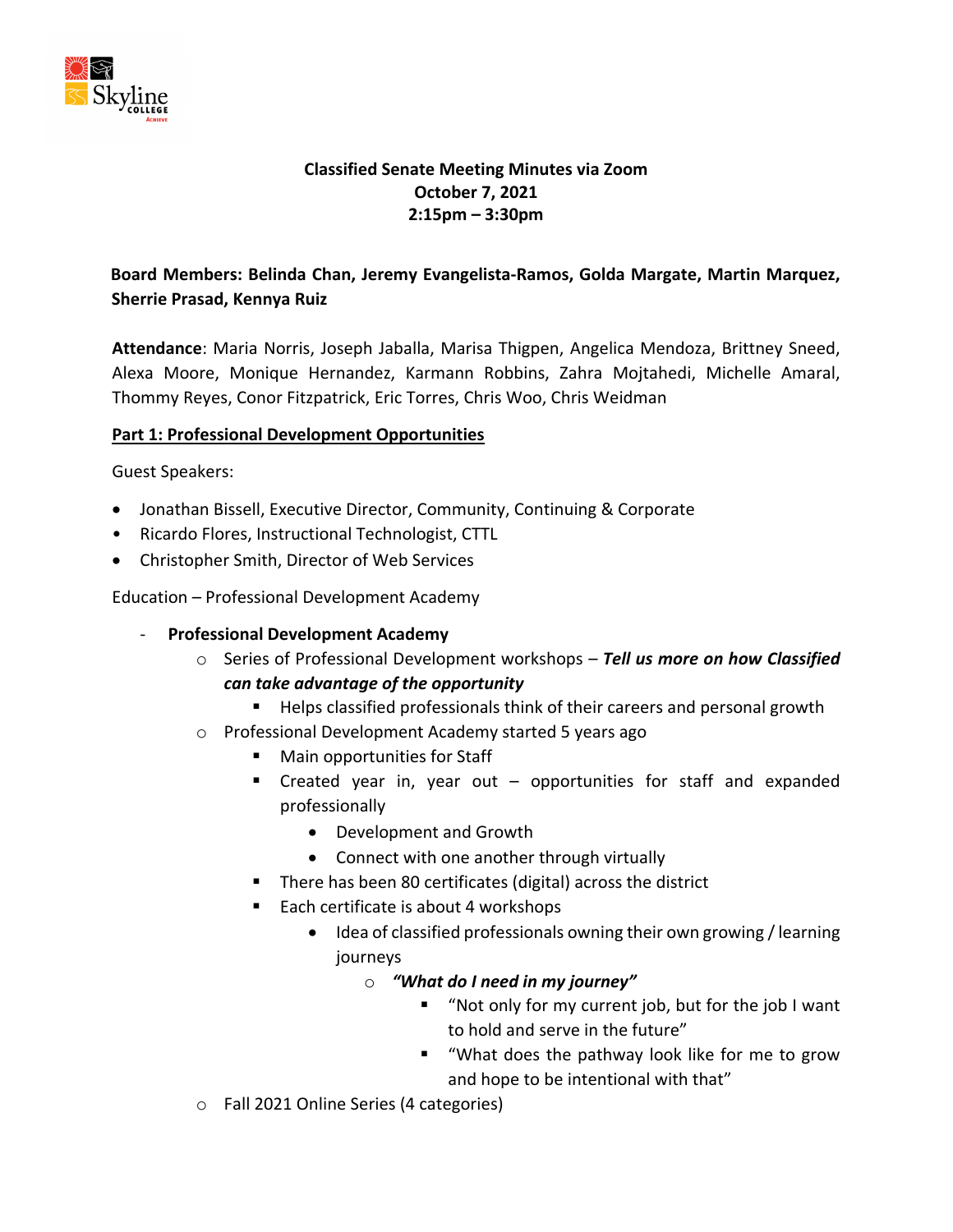**Classified Senate Meeting Minutes via Zoom**
**October 7, 2021**
**2:15pm – 3:30pm**

**Board Members: Belinda Chan, Jeremy Evangelista-Ramos, Golda Margate, Martin Marquez, Sherrie Prasad, Kennya Ruiz**

**Attendance**: Maria Norris, Joseph Jaballa, Marisa Thigpen, Angelica Mendoza, Brittney Sneed, Alexa Moore, Monique Hernandez, Karmann Robbins, Zahra Mojtahedi, Michelle Amaral, Thommy Reyes, Conor Fitzpatrick, Eric Torres, Chris Woo, Chris Weidman

**<u>Part 1: Professional Development Opportunities</u>**

Guest Speakers:

- Jonathan Bissell, Executive Director, Community, Continuing & Corporate
- Ricardo Flores, Instructional Technologist, CTTL
- Christopher Smith, Director of Web Services

Education – Professional Development Academy

- **Professional Development Academy**
  - Series of Professional Development workshops – ***Tell us more on how Classified can take advantage of the opportunity***
    - Helps classified professionals think of their careers and personal growth
  - Professional Development Academy started 5 years ago
    - Main opportunities for Staff
    - Created year in, year out – opportunities for staff and expanded professionally
      - Development and Growth
      - Connect with one another through virtually
    - There has been 80 certificates (digital) across the district
    - Each certificate is about 4 workshops
      - Idea of classified professionals owning their own growing / learning journeys
        - ***"What do I need in my journey"***
          - "Not only for my current job, but for the job I want to hold and serve in the future"
          - "What does the pathway look like for me to grow and hope to be intentional with that"
  - Fall 2021 Online Series (4 categories)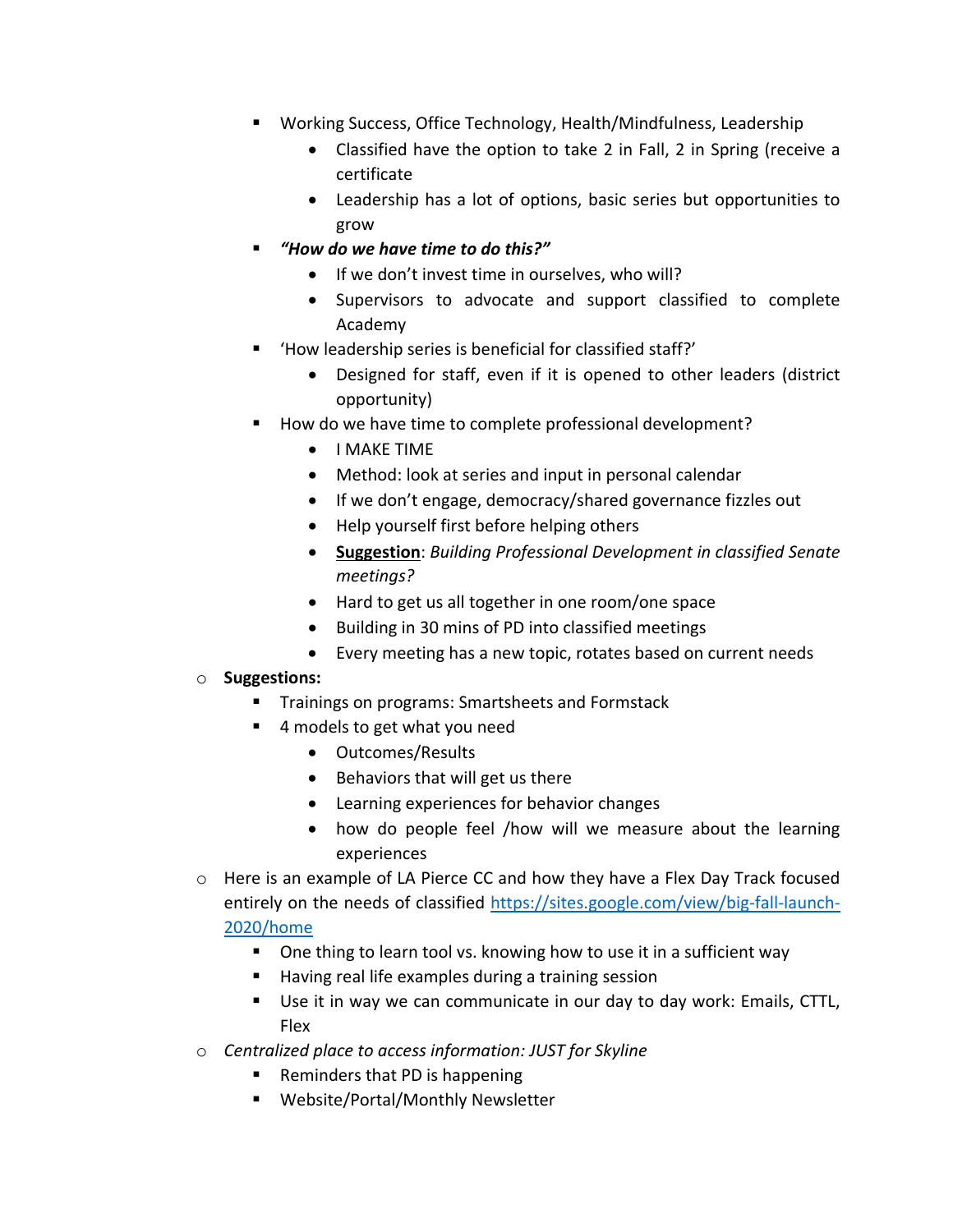- Working Success, Office Technology, Health/Mindfulness, Leadership
      - Classified have the option to take 2 in Fall, 2 in Spring (receive a certificate
      - Leadership has a lot of options, basic series but opportunities to grow
    - ***"How do we have time to do this?"***
      - If we don't invest time in ourselves, who will?
      - Supervisors to advocate and support classified to complete Academy
    - 'How leadership series is beneficial for classified staff?'
      - Designed for staff, even if it is opened to other leaders (district opportunity)
    - How do we have time to complete professional development?
      - I MAKE TIME
      - Method: look at series and input in personal calendar
      - If we don't engage, democracy/shared governance fizzles out
      - Help yourself first before helping others
      - **<u>Suggestion</u>**: *Building Professional Development in classified Senate meetings?*
      - Hard to get us all together in one room/one space
      - Building in 30 mins of PD into classified meetings
      - Every meeting has a new topic, rotates based on current needs
  - **Suggestions:**
    - Trainings on programs: Smartsheets and Formstack
    - 4 models to get what you need
      - Outcomes/Results
      - Behaviors that will get us there
      - Learning experiences for behavior changes
      - how do people feel /how will we measure about the learning experiences
  - Here is an example of LA Pierce CC and how they have a Flex Day Track focused entirely on the needs of classified [https://sites.google.com/view/big-fall-launch-2020/home](https://sites.google.com/view/big-fall-launch-2020/home)
    - One thing to learn tool vs. knowing how to use it in a sufficient way
    - Having real life examples during a training session
    - Use it in way we can communicate in our day to day work: Emails, CTTL, Flex
  - *Centralized place to access information: JUST for Skyline*
    - Reminders that PD is happening
    - Website/Portal/Monthly Newsletter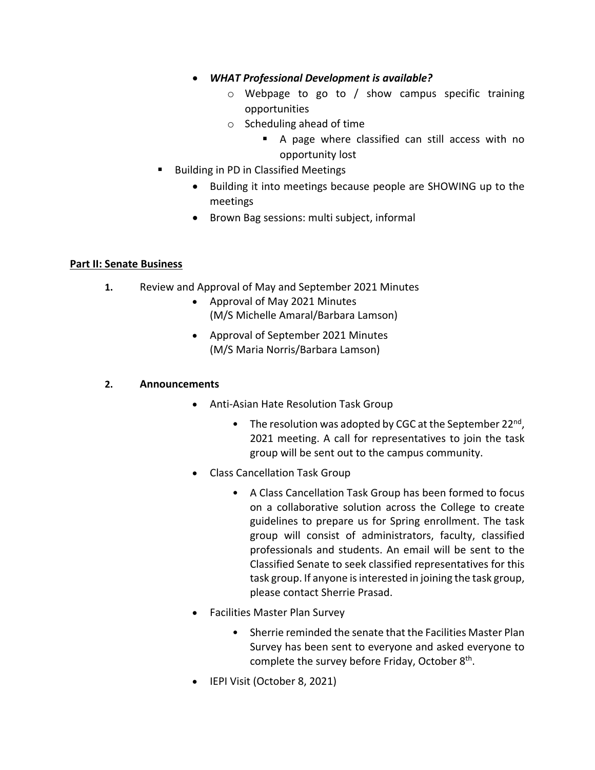- ***WHAT Professional Development is available?***
    - Webpage to go to / show campus specific training opportunities
    - Scheduling ahead of time
        - A page where classified can still access with no opportunity lost
- Building in PD in Classified Meetings
    - Building it into meetings because people are SHOWING up to the meetings
    - Brown Bag sessions: multi subject, informal

**Part II: Senate Business**

**1.** Review and Approval of May and September 2021 Minutes

- Approval of May 2021 Minutes
  (M/S Michelle Amaral/Barbara Lamson)
- Approval of September 2021 Minutes
  (M/S Maria Norris/Barbara Lamson)

**2. Announcements**

- Anti-Asian Hate Resolution Task Group
    - The resolution was adopted by CGC at the September 22nd, 2021 meeting. A call for representatives to join the task group will be sent out to the campus community.
- Class Cancellation Task Group
    - A Class Cancellation Task Group has been formed to focus on a collaborative solution across the College to create guidelines to prepare us for Spring enrollment. The task group will consist of administrators, faculty, classified professionals and students. An email will be sent to the Classified Senate to seek classified representatives for this task group. If anyone is interested in joining the task group, please contact Sherrie Prasad.
- Facilities Master Plan Survey
    - Sherrie reminded the senate that the Facilities Master Plan Survey has been sent to everyone and asked everyone to complete the survey before Friday, October 8th.
- IEPI Visit (October 8, 2021)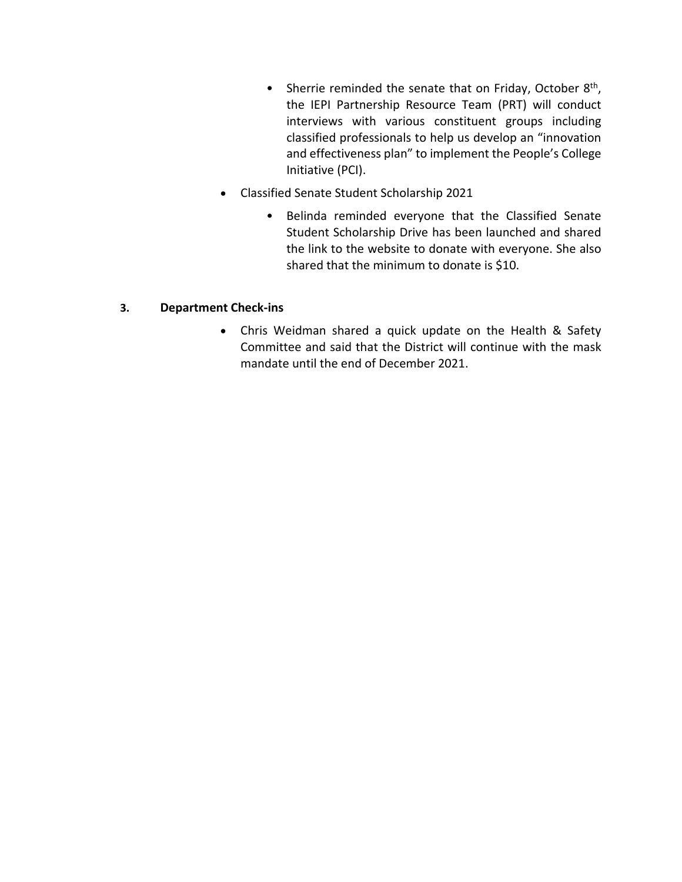- Sherrie reminded the senate that on Friday, October 8th, the IEPI Partnership Resource Team (PRT) will conduct interviews with various constituent groups including classified professionals to help us develop an "innovation and effectiveness plan" to implement the People's College Initiative (PCI).

- Classified Senate Student Scholarship 2021
    - Belinda reminded everyone that the Classified Senate Student Scholarship Drive has been launched and shared the link to the website to donate with everyone. She also shared that the minimum to donate is $10.

**3. Department Check-ins**

- Chris Weidman shared a quick update on the Health & Safety Committee and said that the District will continue with the mask mandate until the end of December 2021.